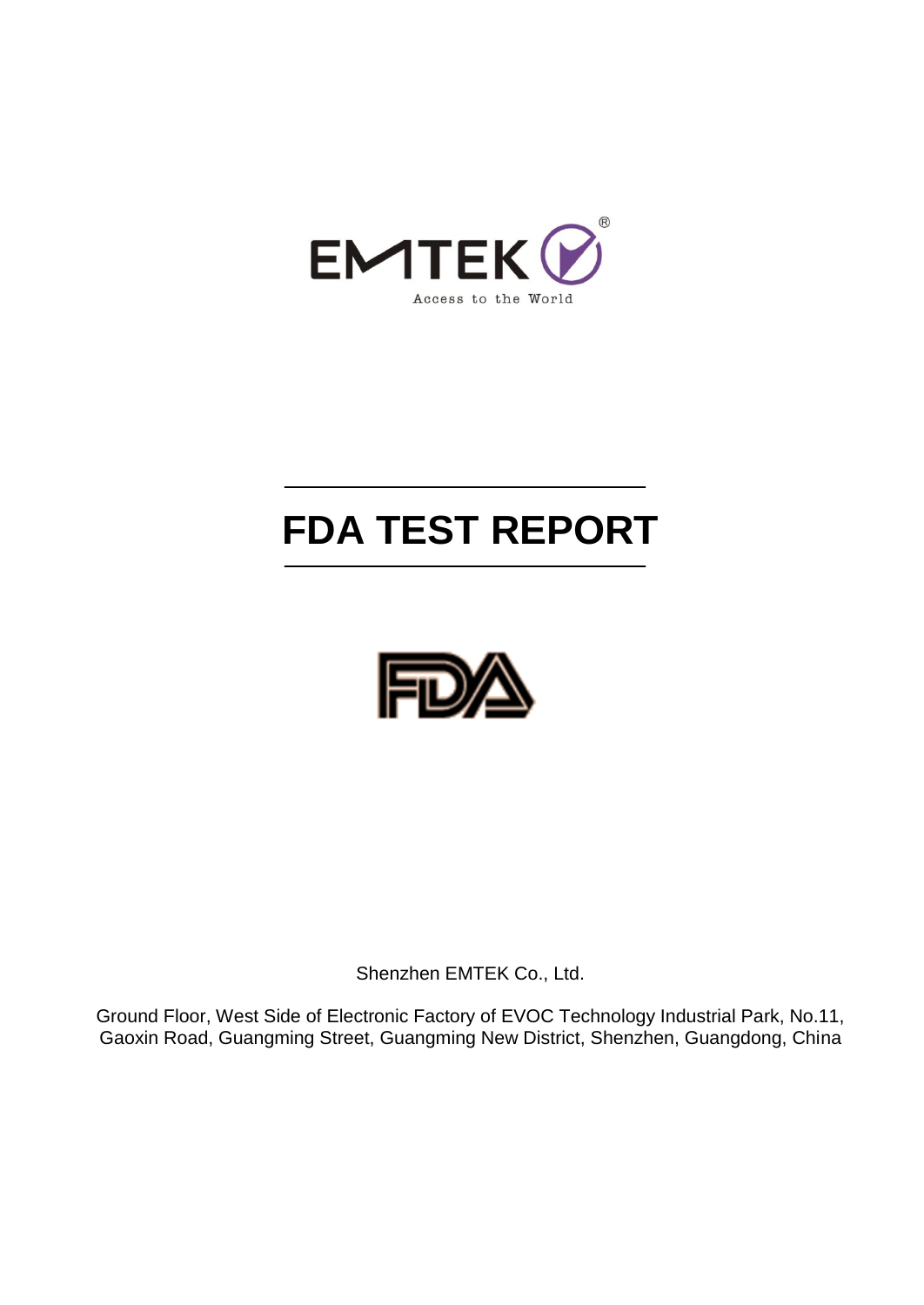EMTEK®

Access to the World

# FDA TEST REPORT

FDA

Shenzhen EMTEK Co., Ltd.

Ground Floor, West Side of Electronic Factory of EVOC Technology Industrial Park, No.11, Gaoxin Road, Guangming Street, Guangming New District, Shenzhen, Guangdong, China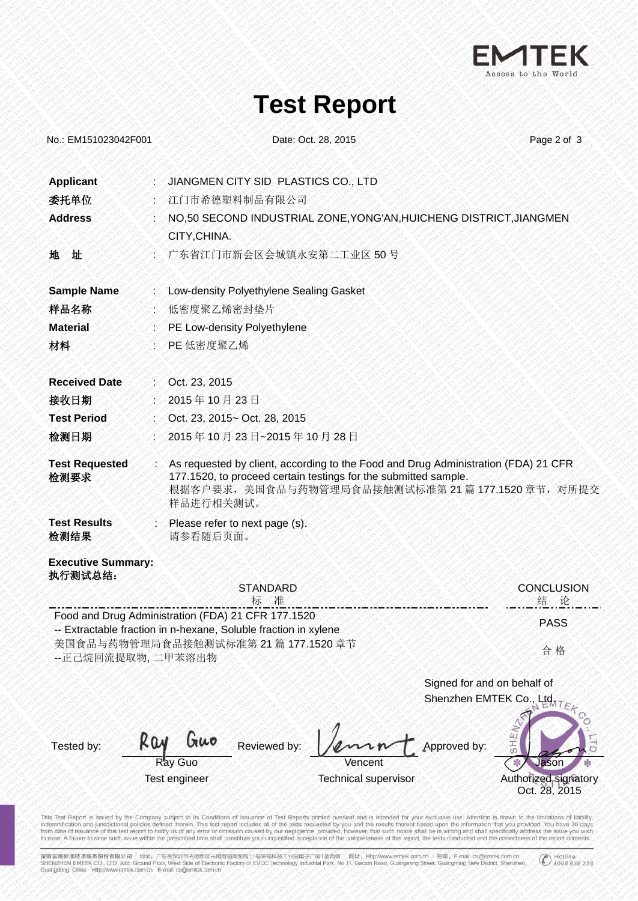# Test Report

No.: EM151023042F001　　　Date: Oct. 28, 2015

**Applicant** : JIANGMEN CITY SID PLASTICS CO., LTD

**委托单位** : 江门市希德塑料制品有限公司

**Address** : NO,50 SECOND INDUSTRIAL ZONE,YONG'AN,HUICHENG DISTRICT,JIANGMEN CITY,CHINA.

**地　址** : 广东省江门市新会区会城镇永安第二工业区 50 号

**Sample Name** : Low-density Polyethylene Sealing Gasket

**样品名称** : 低密度聚乙烯密封垫片

**Material** : PE Low-density Polyethylene

**材料** : PE 低密度聚乙烯

**Received Date** : Oct. 23, 2015

**接收日期** : 2015 年 10 月 23 日

**Test Period** : Oct. 23, 2015~ Oct. 28, 2015

**检测日期** : 2015 年 10 月 23 日~2015 年 10 月 28 日

**Test Requested** **检测要求** : As requested by client, according to the Food and Drug Administration (FDA) 21 CFR 177.1520, to proceed certain testings for the submitted sample.
根据客户要求，美国食品与药物管理局食品接触测试标准第 21 篇 177.1520 章节，对所提交样品进行相关测试。

**Test Results** **检测结果** : Please refer to next page (s).
请参看随后页面。

**Executive Summary:**
**执行测试总结:**

| STANDARD 标　准 | CONCLUSION 结　论 |
|---|---|
| Food and Drug Administration (FDA) 21 CFR 177.1520<br>-- Extractable fraction in n-hexane, Soluble fraction in xylene<br>美国食品与药物管理局食品接触测试标准第 21 篇 177.1520 章节<br>--正己烷回流提取物, 二甲苯溶出物 | PASS<br>合 格 |

Signed for and on behalf of
Shenzhen EMTEK Co., Ltd.

| Tested by: | Reviewed by: | Approved by: |
|---|---|---|
| Ray Guo | Vencent | Jason |
| Test engineer | Technical supervisor | Authorized signatory |
| | | Oct. 28, 2015 |

This Test Report is issued by the Company subject to its Conditions of Issuance of Test Reports printed overleaf and is intended for your exclusive use. Attention is drawn to the limitations of liability, indemnification and jurisdictional policies defined therein. This test report includes all of the tests requested by you and the results thereof based upon the information that you provided. You have 30 days from date of issuance of this test report to notify us of any error or omission caused by our negligence, provided, however, that such notice shall be in writing and shall specifically address the issue you wish to raise. A failure to raise such issue within the prescribed time shall constitute your unqualified acceptance of the completeness of this report, the tests conducted and the correctness of the report contents.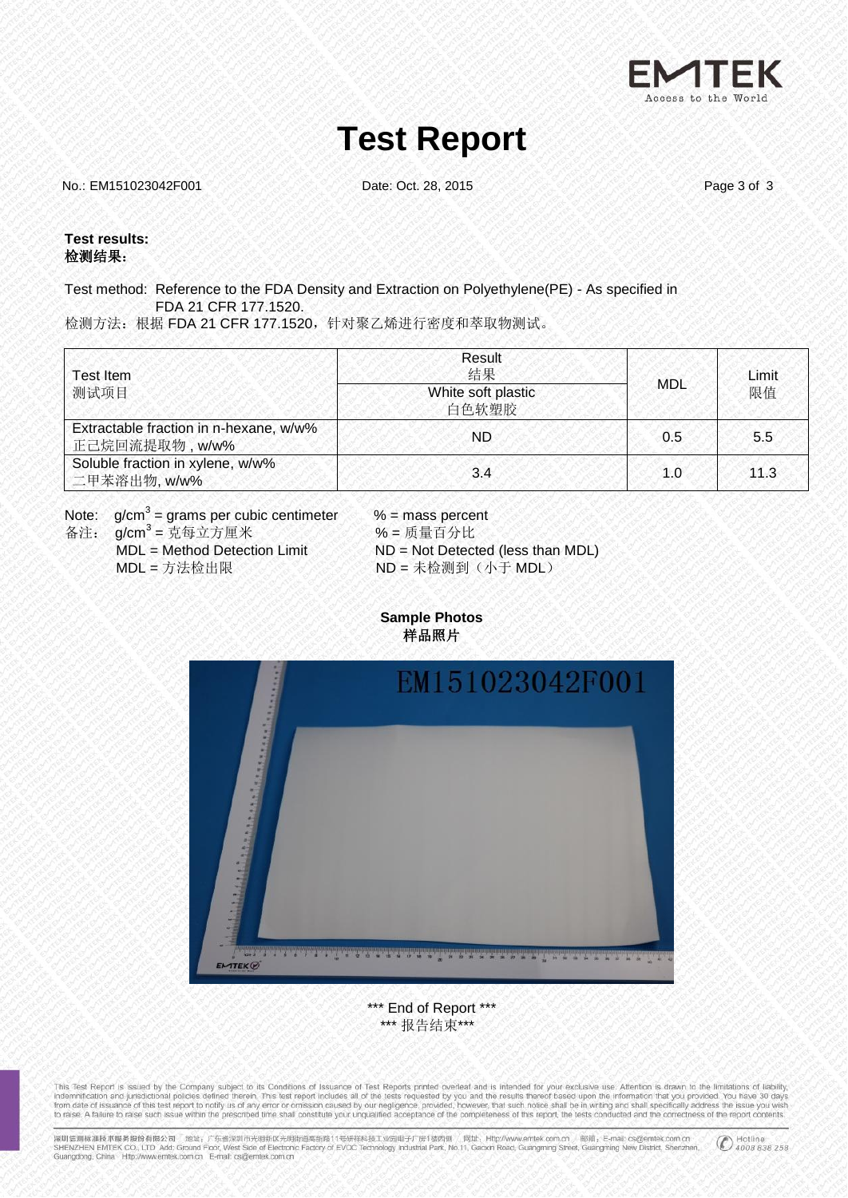# Test Report

No.: EM151023042F001 Date: Oct. 28, 2015

**Test results:**
**检测结果：**

Test method: Reference to the FDA Density and Extraction on Polyethylene(PE) - As specified in FDA 21 CFR 177.1520.
检测方法：根据 FDA 21 CFR 177.1520，针对聚乙烯进行密度和萃取物测试。

| Test Item<br>测试项目 | Result<br>结果 | MDL | Limit<br>限值 |
|---|---|---|---|
| | White soft plastic<br>白色软塑胶 | | |
| Extractable fraction in n-hexane, w/w%<br>正己烷回流提取物 , w/w% | ND | 0.5 | 5.5 |
| Soluble fraction in xylene, w/w%<br>二甲苯溶出物, w/w% | 3.4 | 1.0 | 11.3 |

Note: $g/cm^3$ = grams per cubic centimeter
备注： $g/cm^3$ = 克每立方厘米
MDL = Method Detection Limit
MDL = 方法检出限
% = mass percent
% = 质量百分比
ND = Not Detected (less than MDL)
ND = 未检测到（小于 MDL）

**Sample Photos**
**样品照片**

EM151023042F001

*** End of Report ***
*** 报告结束***

This Test Report is issued by the Company subject to its Conditions of Issuance of Test Reports printed overleaf and is intended for your exclusive use. Attention is drawn to the limitations of liability, indemnification and jurisdictional policies defined therein. This test report includes all of the tests requested by you and the results thereof based upon the information that you provided. You have 30 days from date of issuance of this test report to notify us of any error or omission caused by our negligence, provided, however, that such notice shall be in writing and shall specifically address the issue you wish to raise. A failure to raise such issue within the prescribed time shall constitute your unqualified acceptance of the completeness of this report, the tests conducted and the correctness of the report contents.